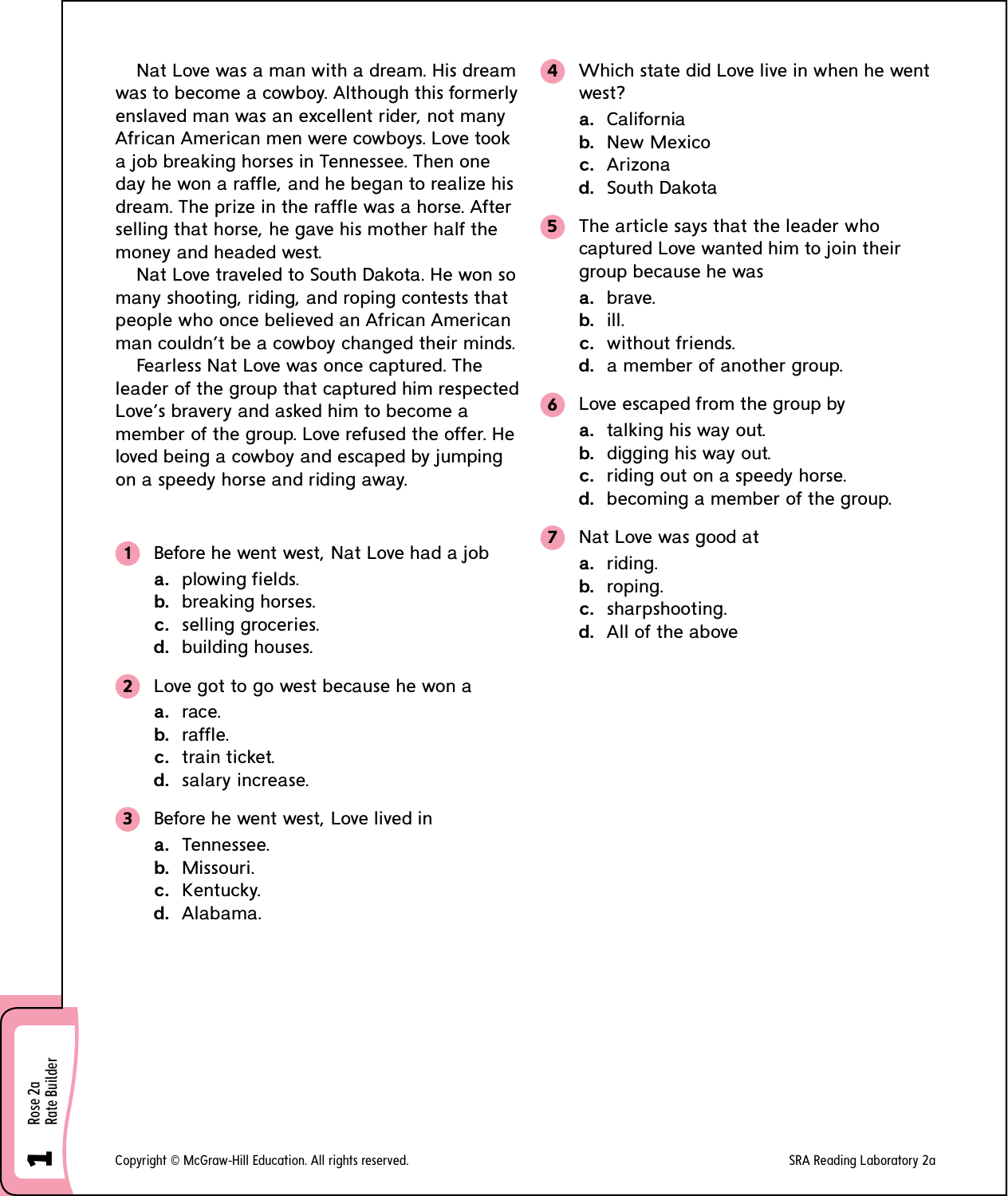Nat Love was a man with a dream. His dream was to become a cowboy. Although this formerly enslaved man was an excellent rider, not many African American men were cowboys. Love took a job breaking horses in Tennessee. Then one day he won a raffle, and he began to realize his dream. The prize in the raffle was a horse. After selling that horse, he gave his mother half the money and headed west.

Nat Love traveled to South Dakota. He won so many shooting, riding, and roping contests that people who once believed an African American man couldn't be a cowboy changed their minds.

Fearless Nat Love was once captured. The leader of the group that captured him respected Love's bravery and asked him to become a member of the group. Love refused the offer. He loved being a cowboy and escaped by jumping on a speedy horse and riding away.

**1** Before he went west, Nat Love had a job

- **a.** plowing fields.
- **b.** breaking horses.
- **c.** selling groceries.
- **d.** building houses.

**2** Love got to go west because he won a

- **a.** race.
- **b.** raffle.
- **c.** train ticket.
- **d.** salary increase.

**3** Before he went west, Love lived in

- **a.** Tennessee.
- **b.** Missouri.
- **c.** Kentucky.
- **d.** Alabama.

**4** Which state did Love live in when he went west?

- **a.** California
- **b.** New Mexico
- **c.** Arizona
- **d.** South Dakota

**5** The article says that the leader who captured Love wanted him to join their group because he was

- **a.** brave.
- **b.** ill.
- **c.** without friends.
- **d.** a member of another group.

**6** Love escaped from the group by

- **a.** talking his way out.
- **b.** digging his way out.
- **c.** riding out on a speedy horse.
- **d.** becoming a member of the group.

**7** Nat Love was good at

- **a.** riding.
- **b.** roping.
- **c.** sharpshooting.
- **d.** All of the above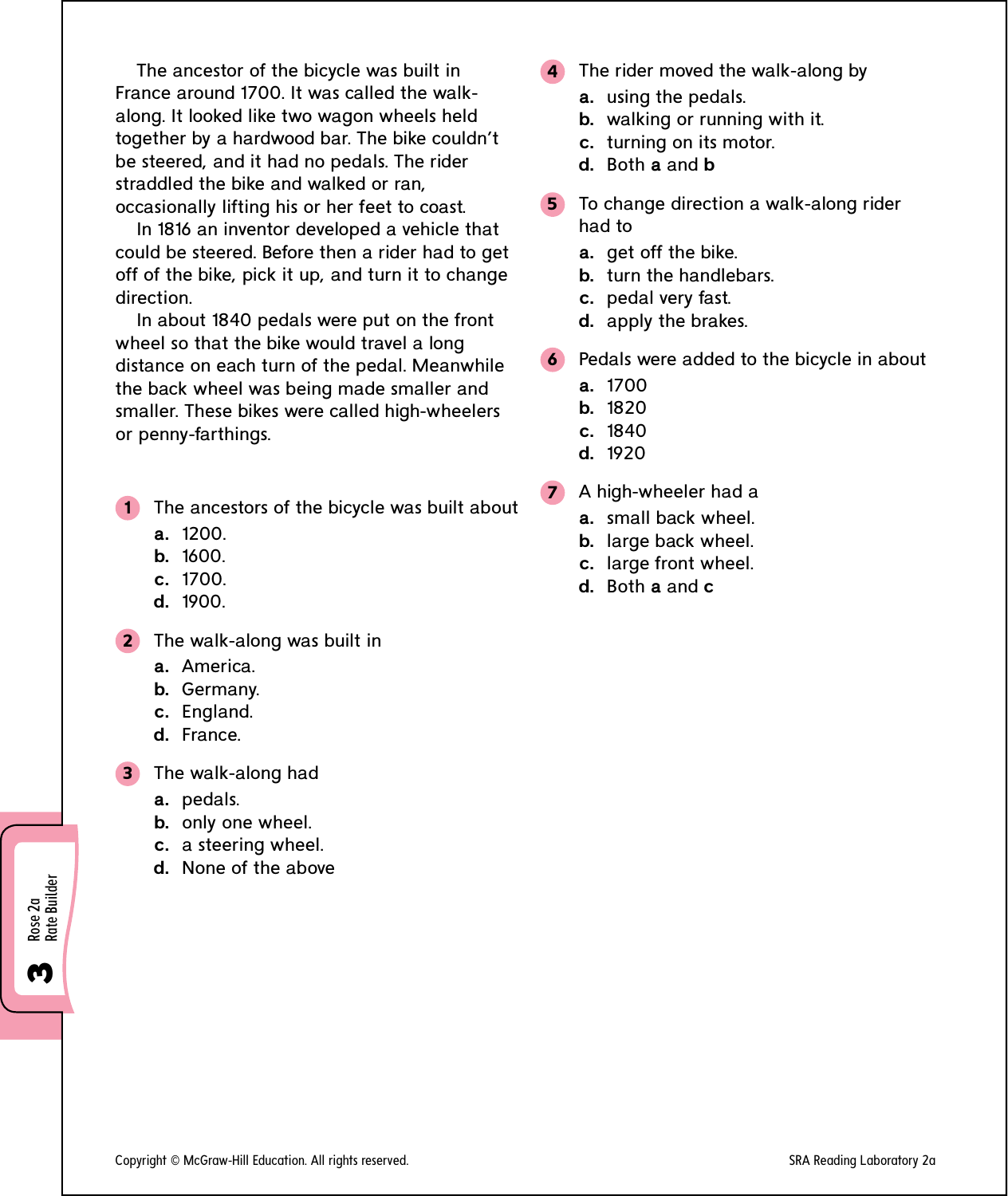The ancestor of the bicycle was built in France around 1700. It was called the walk-along. It looked like two wagon wheels held together by a hardwood bar. The bike couldn't be steered, and it had no pedals. The rider straddled the bike and walked or ran, occasionally lifting his or her feet to coast.

In 1816 an inventor developed a vehicle that could be steered. Before then a rider had to get off of the bike, pick it up, and turn it to change direction.

In about 1840 pedals were put on the front wheel so that the bike would travel a long distance on each turn of the pedal. Meanwhile the back wheel was being made smaller and smaller. These bikes were called high-wheelers or penny-farthings.

**1** The ancestors of the bicycle was built about

- **a.** 1200.
- **b.** 1600.
- **c.** 1700.
- **d.** 1900.

**2** The walk-along was built in

- **a.** America.
- **b.** Germany.
- **c.** England.
- **d.** France.

**3** The walk-along had

- **a.** pedals.
- **b.** only one wheel.
- **c.** a steering wheel.
- **d.** None of the above

**4** The rider moved the walk-along by

- **a.** using the pedals.
- **b.** walking or running with it.
- **c.** turning on its motor.
- **d.** Both **a** and **b**

**5** To change direction a walk-along rider had to

- **a.** get off the bike.
- **b.** turn the handlebars.
- **c.** pedal very fast.
- **d.** apply the brakes.

**6** Pedals were added to the bicycle in about

- **a.** 1700
- **b.** 1820
- **c.** 1840
- **d.** 1920

**7** A high-wheeler had a

- **a.** small back wheel.
- **b.** large back wheel.
- **c.** large front wheel.
- **d.** Both **a** and **c**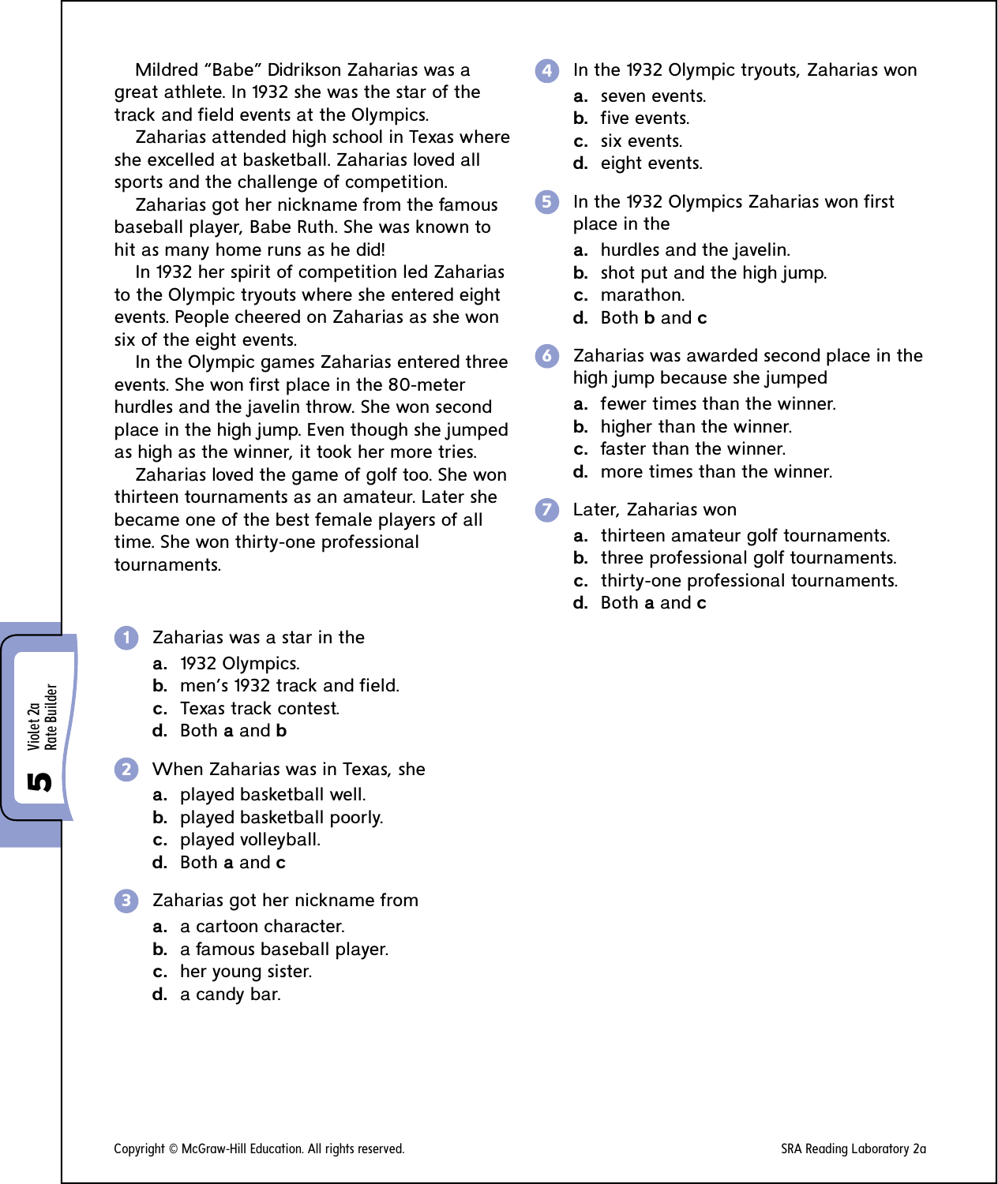Mildred "Babe" Didrikson Zaharias was a great athlete. In 1932 she was the star of the track and field events at the Olympics.

Zaharias attended high school in Texas where she excelled at basketball. Zaharias loved all sports and the challenge of competition.

Zaharias got her nickname from the famous baseball player, Babe Ruth. She was known to hit as many home runs as he did!

In 1932 her spirit of competition led Zaharias to the Olympic tryouts where she entered eight events. People cheered on Zaharias as she won six of the eight events.

In the Olympic games Zaharias entered three events. She won first place in the 80-meter hurdles and the javelin throw. She won second place in the high jump. Even though she jumped as high as the winner, it took her more tries.

Zaharias loved the game of golf too. She won thirteen tournaments as an amateur. Later she became one of the best female players of all time. She won thirty-one professional tournaments.

1. Zaharias was a star in the
   - **a.** 1932 Olympics.
   - **b.** men's 1932 track and field.
   - **c.** Texas track contest.
   - **d.** Both **a** and **b**

2. When Zaharias was in Texas, she
   - **a.** played basketball well.
   - **b.** played basketball poorly.
   - **c.** played volleyball.
   - **d.** Both **a** and **c**

3. Zaharias got her nickname from
   - **a.** a cartoon character.
   - **b.** a famous baseball player.
   - **c.** her young sister.
   - **d.** a candy bar.

4. In the 1932 Olympic tryouts, Zaharias won
   - **a.** seven events.
   - **b.** five events.
   - **c.** six events.
   - **d.** eight events.

5. In the 1932 Olympics Zaharias won first place in the
   - **a.** hurdles and the javelin.
   - **b.** shot put and the high jump.
   - **c.** marathon.
   - **d.** Both **b** and **c**

6. Zaharias was awarded second place in the high jump because she jumped
   - **a.** fewer times than the winner.
   - **b.** higher than the winner.
   - **c.** faster than the winner.
   - **d.** more times than the winner.

7. Later, Zaharias won
   - **a.** thirteen amateur golf tournaments.
   - **b.** three professional golf tournaments.
   - **c.** thirty-one professional tournaments.
   - **d.** Both **a** and **c**

5 Violet 2a Rate Builder

Copyright © McGraw-Hill Education. All rights reserved.

SRA Reading Laboratory 2a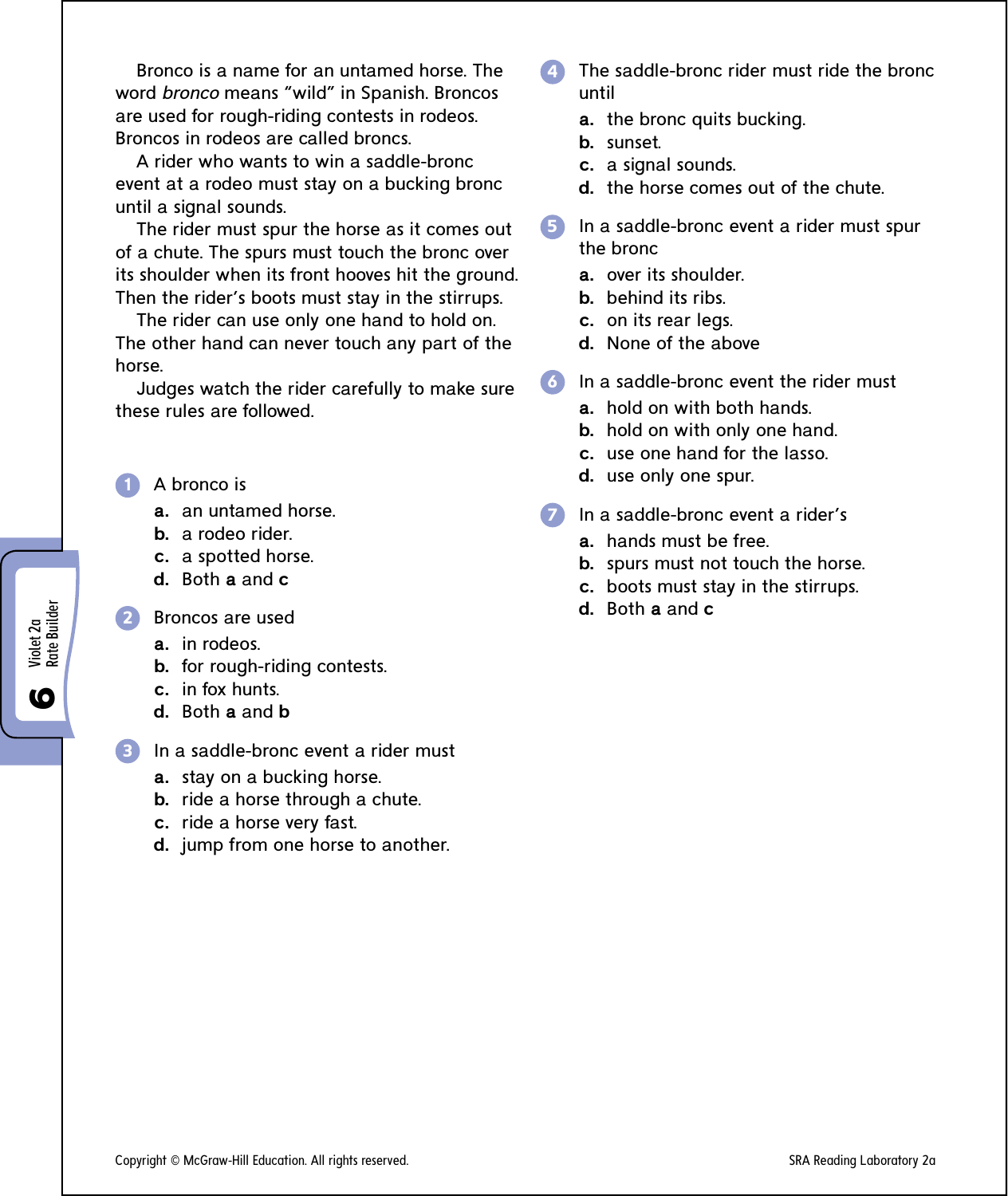Bronco is a name for an untamed horse. The word *bronco* means "wild" in Spanish. Broncos are used for rough-riding contests in rodeos. Broncos in rodeos are called broncs.

A rider who wants to win a saddle-bronc event at a rodeo must stay on a bucking bronc until a signal sounds.

The rider must spur the horse as it comes out of a chute. The spurs must touch the bronc over its shoulder when its front hooves hit the ground. Then the rider's boots must stay in the stirrups.

The rider can use only one hand to hold on. The other hand can never touch any part of the horse.

Judges watch the rider carefully to make sure these rules are followed.

1. A bronco is
   - **a.** an untamed horse.
   - **b.** a rodeo rider.
   - **c.** a spotted horse.
   - **d.** Both **a** and **c**

2. Broncos are used
   - **a.** in rodeos.
   - **b.** for rough-riding contests.
   - **c.** in fox hunts.
   - **d.** Both **a** and **b**

3. In a saddle-bronc event a rider must
   - **a.** stay on a bucking horse.
   - **b.** ride a horse through a chute.
   - **c.** ride a horse very fast.
   - **d.** jump from one horse to another.

4. The saddle-bronc rider must ride the bronc until
   - **a.** the bronc quits bucking.
   - **b.** sunset.
   - **c.** a signal sounds.
   - **d.** the horse comes out of the chute.

5. In a saddle-bronc event a rider must spur the bronc
   - **a.** over its shoulder.
   - **b.** behind its ribs.
   - **c.** on its rear legs.
   - **d.** None of the above

6. In a saddle-bronc event the rider must
   - **a.** hold on with both hands.
   - **b.** hold on with only one hand.
   - **c.** use one hand for the lasso.
   - **d.** use only one spur.

7. In a saddle-bronc event a rider's
   - **a.** hands must be free.
   - **b.** spurs must not touch the horse.
   - **c.** boots must stay in the stirrups.
   - **d.** Both **a** and **c**